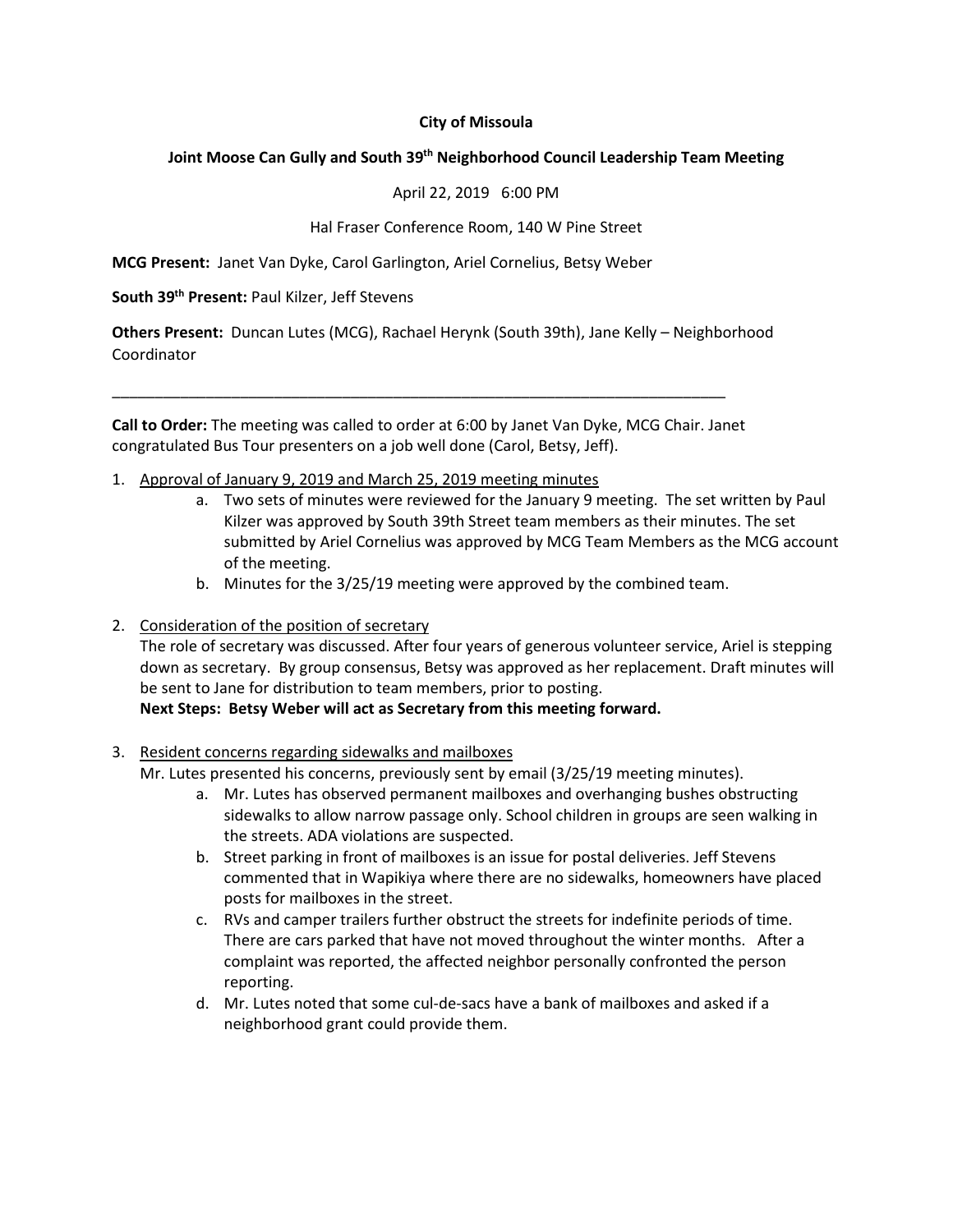**City of Missoula**

**Joint Moose Can Gully and South 39th Neighborhood Council Leadership Team Meeting**

April 22, 2019 6:00 PM

Hal Fraser Conference Room, 140 W Pine Street

**MCG Present:** Janet Van Dyke, Carol Garlington, Ariel Cornelius, Betsy Weber

**South 39th Present:** Paul Kilzer, Jeff Stevens

**Others Present:** Duncan Lutes (MCG), Rachael Herynk (South 39th), Jane Kelly – Neighborhood Coordinator

---

**Call to Order:** The meeting was called to order at 6:00 by Janet Van Dyke, MCG Chair. Janet congratulated Bus Tour presenters on a job well done (Carol, Betsy, Jeff).

1. Approval of January 9, 2019 and March 25, 2019 meeting minutes
    a. Two sets of minutes were reviewed for the January 9 meeting. The set written by Paul Kilzer was approved by South 39th Street team members as their minutes. The set submitted by Ariel Cornelius was approved by MCG Team Members as the MCG account of the meeting.
    b. Minutes for the 3/25/19 meeting were approved by the combined team.

2. Consideration of the position of secretary
   The role of secretary was discussed. After four years of generous volunteer service, Ariel is stepping down as secretary. By group consensus, Betsy was approved as her replacement. Draft minutes will be sent to Jane for distribution to team members, prior to posting.
   **Next Steps: Betsy Weber will act as Secretary from this meeting forward.**

3. Resident concerns regarding sidewalks and mailboxes
   Mr. Lutes presented his concerns, previously sent by email (3/25/19 meeting minutes).
    a. Mr. Lutes has observed permanent mailboxes and overhanging bushes obstructing sidewalks to allow narrow passage only. School children in groups are seen walking in the streets. ADA violations are suspected.
    b. Street parking in front of mailboxes is an issue for postal deliveries. Jeff Stevens commented that in Wapikiya where there are no sidewalks, homeowners have placed posts for mailboxes in the street.
    c. RVs and camper trailers further obstruct the streets for indefinite periods of time. There are cars parked that have not moved throughout the winter months. After a complaint was reported, the affected neighbor personally confronted the person reporting.
    d. Mr. Lutes noted that some cul-de-sacs have a bank of mailboxes and asked if a neighborhood grant could provide them.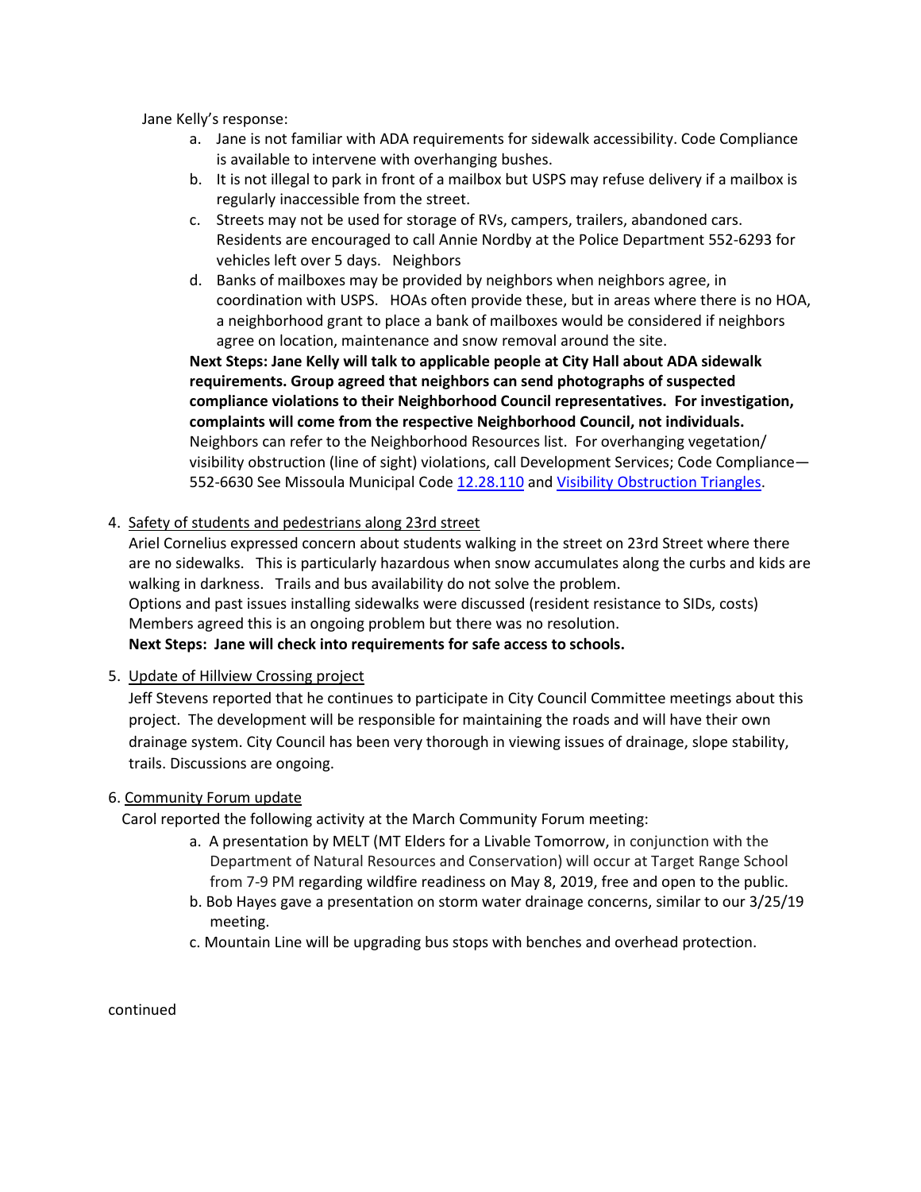Jane Kelly's response:

a. Jane is not familiar with ADA requirements for sidewalk accessibility. Code Compliance is available to intervene with overhanging bushes.
b. It is not illegal to park in front of a mailbox but USPS may refuse delivery if a mailbox is regularly inaccessible from the street.
c. Streets may not be used for storage of RVs, campers, trailers, abandoned cars. Residents are encouraged to call Annie Nordby at the Police Department 552-6293 for vehicles left over 5 days. Neighbors
d. Banks of mailboxes may be provided by neighbors when neighbors agree, in coordination with USPS. HOAs often provide these, but in areas where there is no HOA, a neighborhood grant to place a bank of mailboxes would be considered if neighbors agree on location, maintenance and snow removal around the site.

**Next Steps: Jane Kelly will talk to applicable people at City Hall about ADA sidewalk requirements. Group agreed that neighbors can send photographs of suspected compliance violations to their Neighborhood Council representatives. For investigation, complaints will come from the respective Neighborhood Council, not individuals.** Neighbors can refer to the Neighborhood Resources list. For overhanging vegetation/ visibility obstruction (line of sight) violations, call Development Services; Code Compliance—552-6630 See Missoula Municipal Code 12.28.110 and Visibility Obstruction Triangles.

4. Safety of students and pedestrians along 23rd street

Ariel Cornelius expressed concern about students walking in the street on 23rd Street where there are no sidewalks. This is particularly hazardous when snow accumulates along the curbs and kids are walking in darkness. Trails and bus availability do not solve the problem.
Options and past issues installing sidewalks were discussed (resident resistance to SIDs, costs) Members agreed this is an ongoing problem but there was no resolution.
**Next Steps: Jane will check into requirements for safe access to schools.**

5. Update of Hillview Crossing project

Jeff Stevens reported that he continues to participate in City Council Committee meetings about this project. The development will be responsible for maintaining the roads and will have their own drainage system. City Council has been very thorough in viewing issues of drainage, slope stability, trails. Discussions are ongoing.

6. Community Forum update

Carol reported the following activity at the March Community Forum meeting:

a. A presentation by MELT (MT Elders for a Livable Tomorrow, in conjunction with the Department of Natural Resources and Conservation) will occur at Target Range School from 7-9 PM regarding wildfire readiness on May 8, 2019, free and open to the public.
b. Bob Hayes gave a presentation on storm water drainage concerns, similar to our 3/25/19 meeting.
c. Mountain Line will be upgrading bus stops with benches and overhead protection.

continued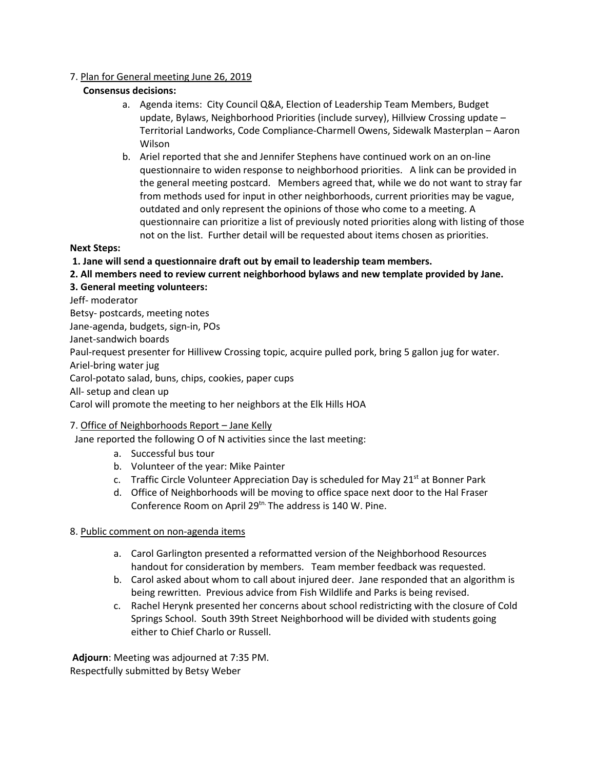7. <u>Plan for General meeting June 26, 2019</u>

**Consensus decisions:**

a. Agenda items: City Council Q&A, Election of Leadership Team Members, Budget update, Bylaws, Neighborhood Priorities (include survey), Hillview Crossing update – Territorial Landworks, Code Compliance-Charmell Owens, Sidewalk Masterplan – Aaron Wilson

b. Ariel reported that she and Jennifer Stephens have continued work on an on-line questionnaire to widen response to neighborhood priorities. A link can be provided in the general meeting postcard. Members agreed that, while we do not want to stray far from methods used for input in other neighborhoods, current priorities may be vague, outdated and only represent the opinions of those who come to a meeting. A questionnaire can prioritize a list of previously noted priorities along with listing of those not on the list. Further detail will be requested about items chosen as priorities.

**Next Steps:**

**1. Jane will send a questionnaire draft out by email to leadership team members.**

**2. All members need to review current neighborhood bylaws and new template provided by Jane.**

**3. General meeting volunteers:**

Jeff- moderator

Betsy- postcards, meeting notes

Jane-agenda, budgets, sign-in, POs

Janet-sandwich boards

Paul-request presenter for Hillivew Crossing topic, acquire pulled pork, bring 5 gallon jug for water.

Ariel-bring water jug

Carol-potato salad, buns, chips, cookies, paper cups

All- setup and clean up

Carol will promote the meeting to her neighbors at the Elk Hills HOA

7. <u>Office of Neighborhoods Report – Jane Kelly</u>

Jane reported the following O of N activities since the last meeting:

a. Successful bus tour
b. Volunteer of the year: Mike Painter
c. Traffic Circle Volunteer Appreciation Day is scheduled for May 21st at Bonner Park
d. Office of Neighborhoods will be moving to office space next door to the Hal Fraser Conference Room on April 29tn. The address is 140 W. Pine.

8. <u>Public comment on non-agenda items</u>

a. Carol Garlington presented a reformatted version of the Neighborhood Resources handout for consideration by members. Team member feedback was requested.
b. Carol asked about whom to call about injured deer. Jane responded that an algorithm is being rewritten. Previous advice from Fish Wildlife and Parks is being revised.
c. Rachel Herynk presented her concerns about school redistricting with the closure of Cold Springs School. South 39th Street Neighborhood will be divided with students going either to Chief Charlo or Russell.

**Adjourn**: Meeting was adjourned at 7:35 PM.

Respectfully submitted by Betsy Weber